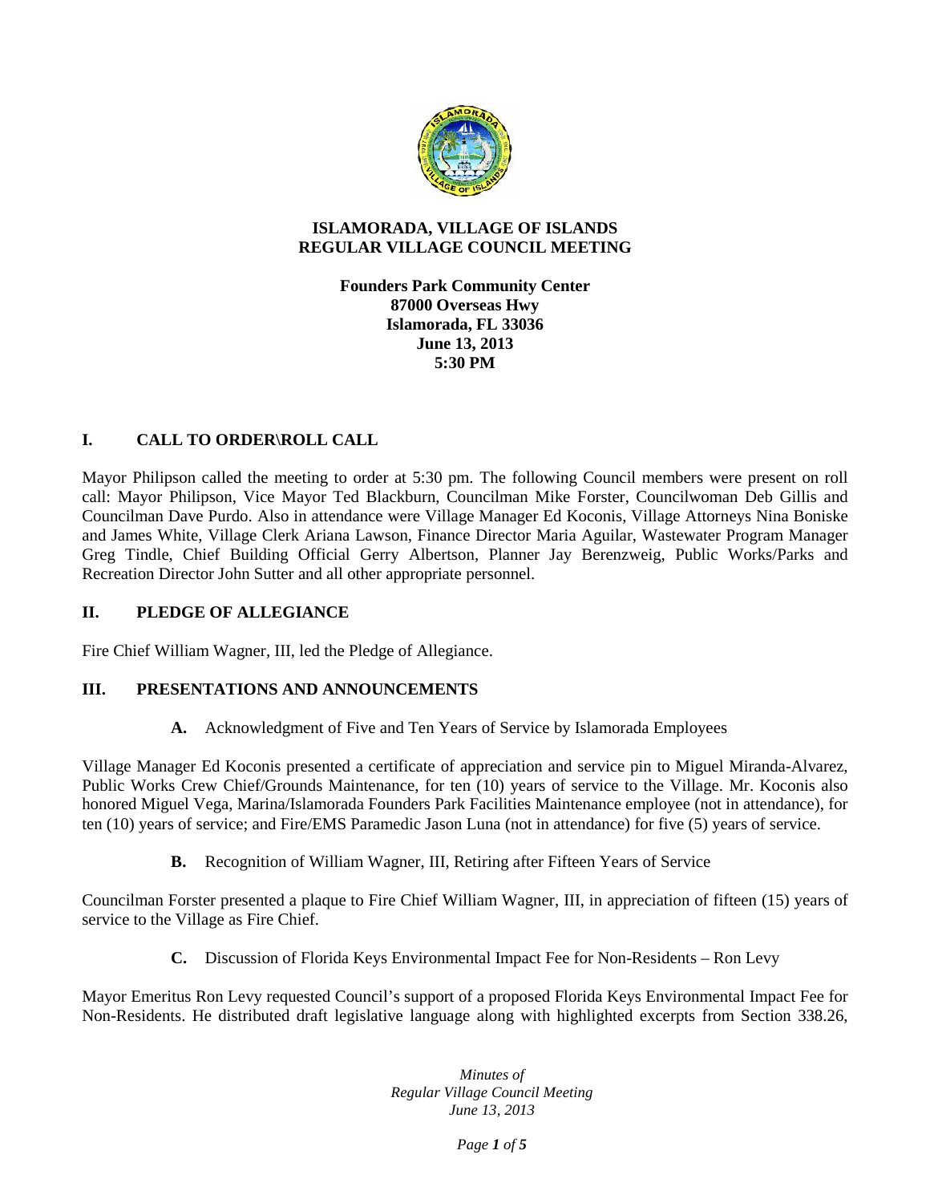# ISLAMORADA, VILLAGE OF ISLANDS
# REGULAR VILLAGE COUNCIL MEETING

**Founders Park Community Center**
**87000 Overseas Hwy**
**Islamorada, FL 33036**
**June 13, 2013**
**5:30 PM**

## I. CALL TO ORDER\ROLL CALL

Mayor Philipson called the meeting to order at 5:30 pm. The following Council members were present on roll call: Mayor Philipson, Vice Mayor Ted Blackburn, Councilman Mike Forster, Councilwoman Deb Gillis and Councilman Dave Purdo. Also in attendance were Village Manager Ed Koconis, Village Attorneys Nina Boniske and James White, Village Clerk Ariana Lawson, Finance Director Maria Aguilar, Wastewater Program Manager Greg Tindle, Chief Building Official Gerry Albertson, Planner Jay Berenzweig, Public Works/Parks and Recreation Director John Sutter and all other appropriate personnel.

## II. PLEDGE OF ALLEGIANCE

Fire Chief William Wagner, III, led the Pledge of Allegiance.

## III. PRESENTATIONS AND ANNOUNCEMENTS

**A.** Acknowledgment of Five and Ten Years of Service by Islamorada Employees

Village Manager Ed Koconis presented a certificate of appreciation and service pin to Miguel Miranda-Alvarez, Public Works Crew Chief/Grounds Maintenance, for ten (10) years of service to the Village. Mr. Koconis also honored Miguel Vega, Marina/Islamorada Founders Park Facilities Maintenance employee (not in attendance), for ten (10) years of service; and Fire/EMS Paramedic Jason Luna (not in attendance) for five (5) years of service.

**B.** Recognition of William Wagner, III, Retiring after Fifteen Years of Service

Councilman Forster presented a plaque to Fire Chief William Wagner, III, in appreciation of fifteen (15) years of service to the Village as Fire Chief.

**C.** Discussion of Florida Keys Environmental Impact Fee for Non-Residents – Ron Levy

Mayor Emeritus Ron Levy requested Council's support of a proposed Florida Keys Environmental Impact Fee for Non-Residents. He distributed draft legislative language along with highlighted excerpts from Section 338.26,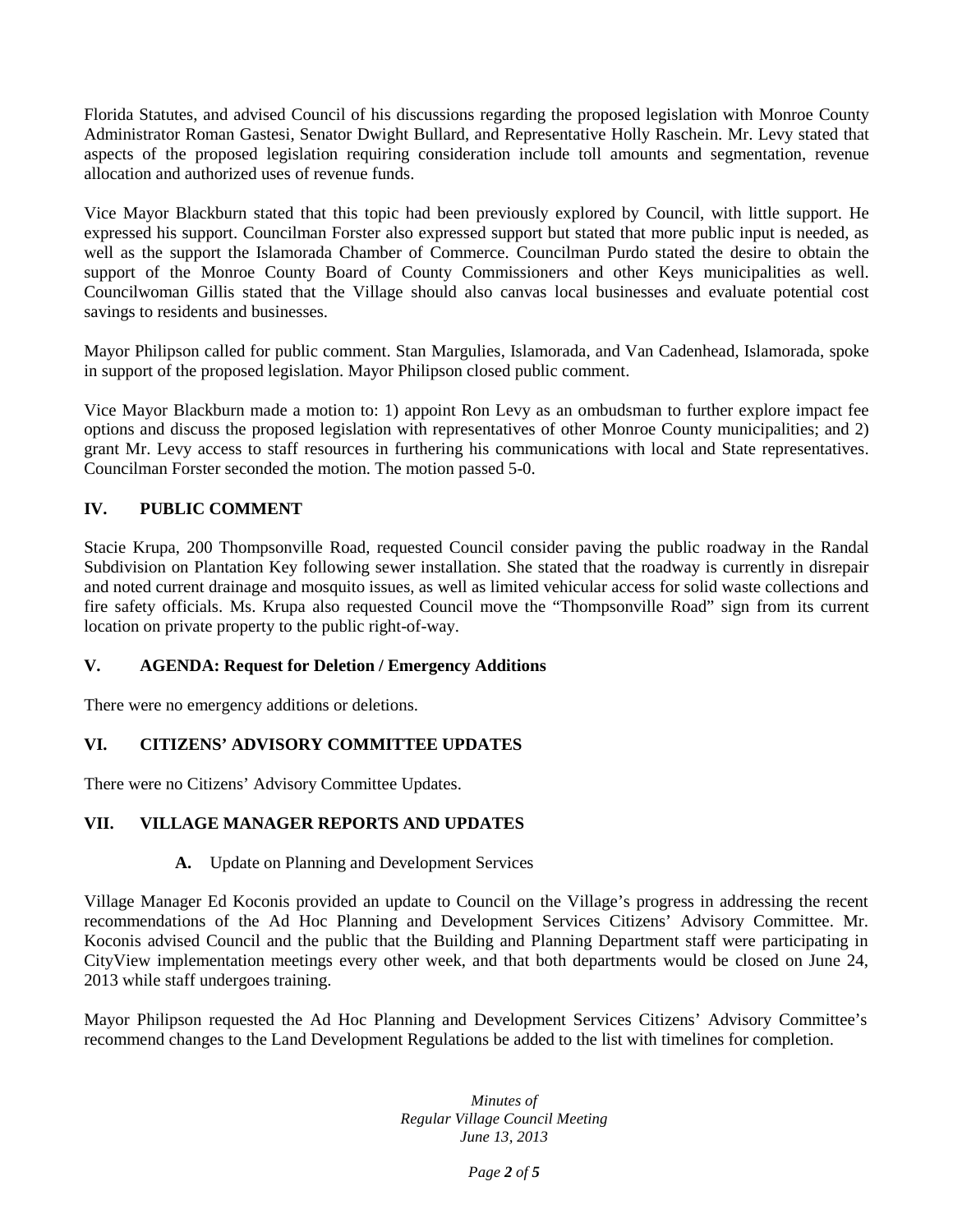Florida Statutes, and advised Council of his discussions regarding the proposed legislation with Monroe County Administrator Roman Gastesi, Senator Dwight Bullard, and Representative Holly Raschein. Mr. Levy stated that aspects of the proposed legislation requiring consideration include toll amounts and segmentation, revenue allocation and authorized uses of revenue funds.

Vice Mayor Blackburn stated that this topic had been previously explored by Council, with little support. He expressed his support. Councilman Forster also expressed support but stated that more public input is needed, as well as the support the Islamorada Chamber of Commerce. Councilman Purdo stated the desire to obtain the support of the Monroe County Board of County Commissioners and other Keys municipalities as well. Councilwoman Gillis stated that the Village should also canvas local businesses and evaluate potential cost savings to residents and businesses.

Mayor Philipson called for public comment. Stan Margulies, Islamorada, and Van Cadenhead, Islamorada, spoke in support of the proposed legislation. Mayor Philipson closed public comment.

Vice Mayor Blackburn made a motion to: 1) appoint Ron Levy as an ombudsman to further explore impact fee options and discuss the proposed legislation with representatives of other Monroe County municipalities; and 2) grant Mr. Levy access to staff resources in furthering his communications with local and State representatives. Councilman Forster seconded the motion. The motion passed 5-0.

## IV. PUBLIC COMMENT

Stacie Krupa, 200 Thompsonville Road, requested Council consider paving the public roadway in the Randal Subdivision on Plantation Key following sewer installation. She stated that the roadway is currently in disrepair and noted current drainage and mosquito issues, as well as limited vehicular access for solid waste collections and fire safety officials. Ms. Krupa also requested Council move the "Thompsonville Road" sign from its current location on private property to the public right-of-way.

## V. AGENDA: Request for Deletion / Emergency Additions

There were no emergency additions or deletions.

## VI. CITIZENS' ADVISORY COMMITTEE UPDATES

There were no Citizens' Advisory Committee Updates.

## VII. VILLAGE MANAGER REPORTS AND UPDATES

**A.** Update on Planning and Development Services

Village Manager Ed Koconis provided an update to Council on the Village's progress in addressing the recent recommendations of the Ad Hoc Planning and Development Services Citizens' Advisory Committee. Mr. Koconis advised Council and the public that the Building and Planning Department staff were participating in CityView implementation meetings every other week, and that both departments would be closed on June 24, 2013 while staff undergoes training.

Mayor Philipson requested the Ad Hoc Planning and Development Services Citizens' Advisory Committee's recommend changes to the Land Development Regulations be added to the list with timelines for completion.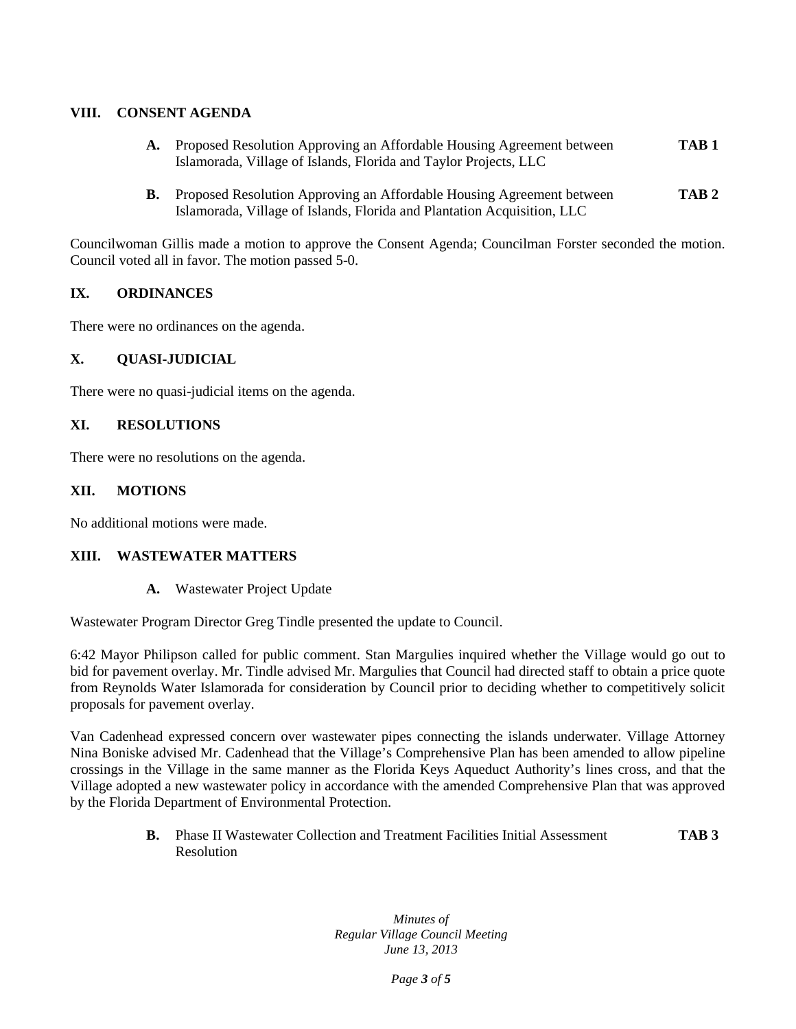## VIII. CONSENT AGENDA

**A.** Proposed Resolution Approving an Affordable Housing Agreement between Islamorada, Village of Islands, Florida and Taylor Projects, LLC **TAB 1**

**B.** Proposed Resolution Approving an Affordable Housing Agreement between Islamorada, Village of Islands, Florida and Plantation Acquisition, LLC **TAB 2**

Councilwoman Gillis made a motion to approve the Consent Agenda; Councilman Forster seconded the motion. Council voted all in favor. The motion passed 5-0.

## IX. ORDINANCES

There were no ordinances on the agenda.

## X. QUASI-JUDICIAL

There were no quasi-judicial items on the agenda.

## XI. RESOLUTIONS

There were no resolutions on the agenda.

## XII. MOTIONS

No additional motions were made.

## XIII. WASTEWATER MATTERS

**A.** Wastewater Project Update

Wastewater Program Director Greg Tindle presented the update to Council.

6:42 Mayor Philipson called for public comment. Stan Margulies inquired whether the Village would go out to bid for pavement overlay. Mr. Tindle advised Mr. Margulies that Council had directed staff to obtain a price quote from Reynolds Water Islamorada for consideration by Council prior to deciding whether to competitively solicit proposals for pavement overlay.

Van Cadenhead expressed concern over wastewater pipes connecting the islands underwater. Village Attorney Nina Boniske advised Mr. Cadenhead that the Village's Comprehensive Plan has been amended to allow pipeline crossings in the Village in the same manner as the Florida Keys Aqueduct Authority's lines cross, and that the Village adopted a new wastewater policy in accordance with the amended Comprehensive Plan that was approved by the Florida Department of Environmental Protection.

**B.** Phase II Wastewater Collection and Treatment Facilities Initial Assessment Resolution **TAB 3**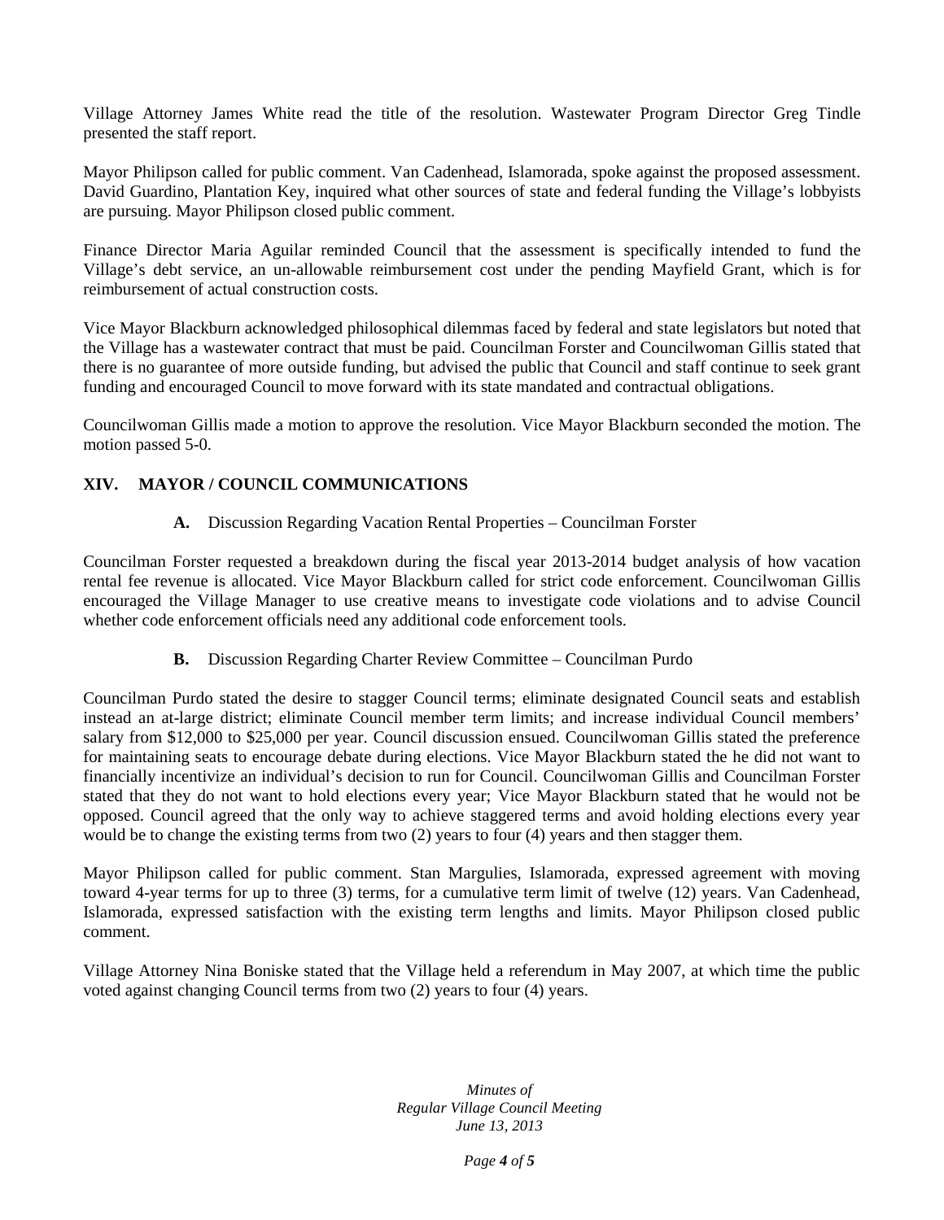Village Attorney James White read the title of the resolution. Wastewater Program Director Greg Tindle presented the staff report.

Mayor Philipson called for public comment. Van Cadenhead, Islamorada, spoke against the proposed assessment. David Guardino, Plantation Key, inquired what other sources of state and federal funding the Village's lobbyists are pursuing. Mayor Philipson closed public comment.

Finance Director Maria Aguilar reminded Council that the assessment is specifically intended to fund the Village's debt service, an un-allowable reimbursement cost under the pending Mayfield Grant, which is for reimbursement of actual construction costs.

Vice Mayor Blackburn acknowledged philosophical dilemmas faced by federal and state legislators but noted that the Village has a wastewater contract that must be paid. Councilman Forster and Councilwoman Gillis stated that there is no guarantee of more outside funding, but advised the public that Council and staff continue to seek grant funding and encouraged Council to move forward with its state mandated and contractual obligations.

Councilwoman Gillis made a motion to approve the resolution. Vice Mayor Blackburn seconded the motion. The motion passed 5-0.

## XIV. MAYOR / COUNCIL COMMUNICATIONS

**A.** Discussion Regarding Vacation Rental Properties – Councilman Forster

Councilman Forster requested a breakdown during the fiscal year 2013-2014 budget analysis of how vacation rental fee revenue is allocated. Vice Mayor Blackburn called for strict code enforcement. Councilwoman Gillis encouraged the Village Manager to use creative means to investigate code violations and to advise Council whether code enforcement officials need any additional code enforcement tools.

**B.** Discussion Regarding Charter Review Committee – Councilman Purdo

Councilman Purdo stated the desire to stagger Council terms; eliminate designated Council seats and establish instead an at-large district; eliminate Council member term limits; and increase individual Council members' salary from $12,000 to $25,000 per year. Council discussion ensued. Councilwoman Gillis stated the preference for maintaining seats to encourage debate during elections. Vice Mayor Blackburn stated the he did not want to financially incentivize an individual's decision to run for Council. Councilwoman Gillis and Councilman Forster stated that they do not want to hold elections every year; Vice Mayor Blackburn stated that he would not be opposed. Council agreed that the only way to achieve staggered terms and avoid holding elections every year would be to change the existing terms from two (2) years to four (4) years and then stagger them.

Mayor Philipson called for public comment. Stan Margulies, Islamorada, expressed agreement with moving toward 4-year terms for up to three (3) terms, for a cumulative term limit of twelve (12) years. Van Cadenhead, Islamorada, expressed satisfaction with the existing term lengths and limits. Mayor Philipson closed public comment.

Village Attorney Nina Boniske stated that the Village held a referendum in May 2007, at which time the public voted against changing Council terms from two (2) years to four (4) years.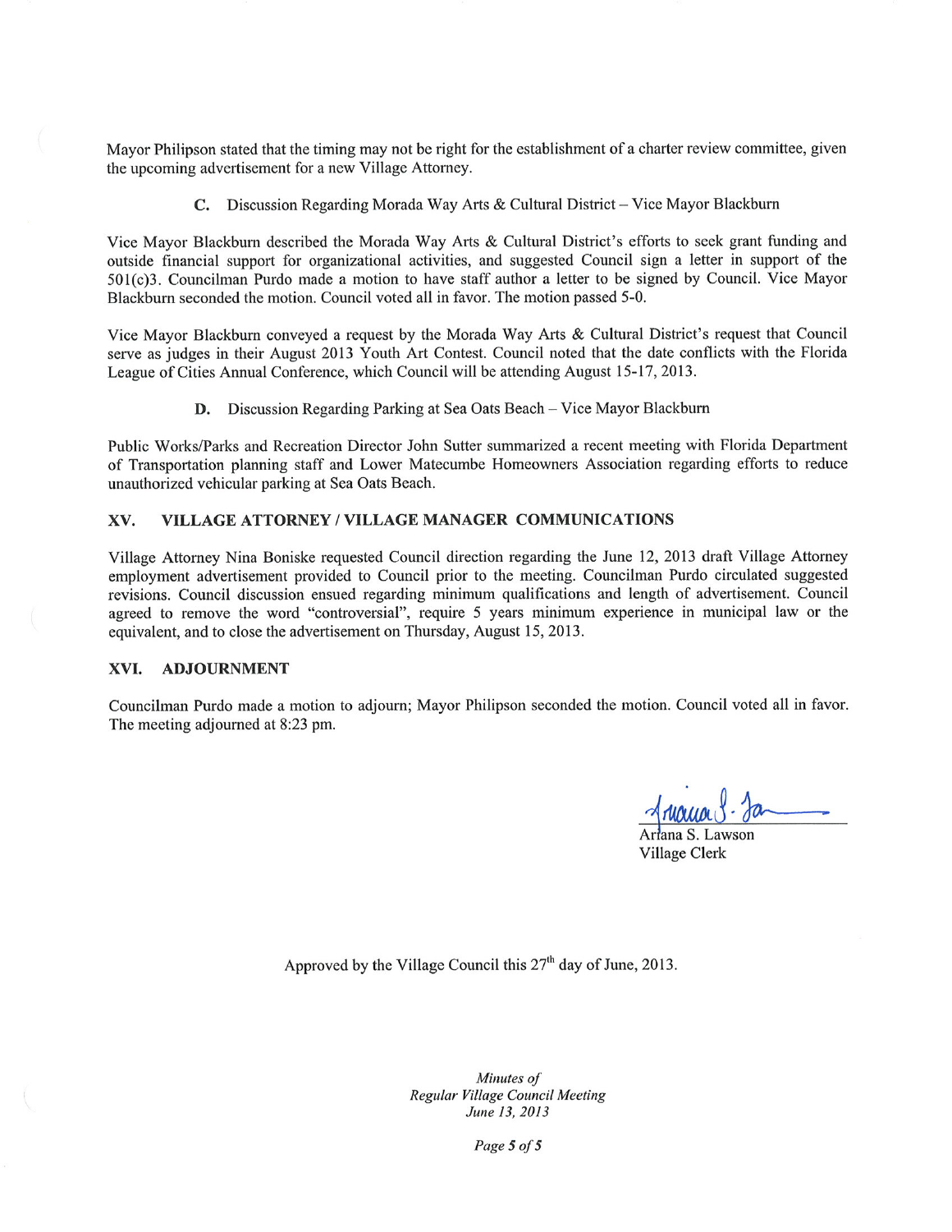Mayor Philipson stated that the timing may not be right for the establishment of a charter review committee, given the upcoming advertisement for a new Village Attorney.

**C.** Discussion Regarding Morada Way Arts & Cultural District – Vice Mayor Blackburn

Vice Mayor Blackburn described the Morada Way Arts & Cultural District's efforts to seek grant funding and outside financial support for organizational activities, and suggested Council sign a letter in support of the 501(c)3. Councilman Purdo made a motion to have staff author a letter to be signed by Council. Vice Mayor Blackburn seconded the motion. Council voted all in favor. The motion passed 5-0.

Vice Mayor Blackburn conveyed a request by the Morada Way Arts & Cultural District's request that Council serve as judges in their August 2013 Youth Art Contest. Council noted that the date conflicts with the Florida League of Cities Annual Conference, which Council will be attending August 15-17, 2013.

**D.** Discussion Regarding Parking at Sea Oats Beach – Vice Mayor Blackburn

Public Works/Parks and Recreation Director John Sutter summarized a recent meeting with Florida Department of Transportation planning staff and Lower Matecumbe Homeowners Association regarding efforts to reduce unauthorized vehicular parking at Sea Oats Beach.

## XV. VILLAGE ATTORNEY / VILLAGE MANAGER COMMUNICATIONS

Village Attorney Nina Boniske requested Council direction regarding the June 12, 2013 draft Village Attorney employment advertisement provided to Council prior to the meeting. Councilman Purdo circulated suggested revisions. Council discussion ensued regarding minimum qualifications and length of advertisement. Council agreed to remove the word "controversial", require 5 years minimum experience in municipal law or the equivalent, and to close the advertisement on Thursday, August 15, 2013.

## XVI. ADJOURNMENT

Councilman Purdo made a motion to adjourn; Mayor Philipson seconded the motion. Council voted all in favor. The meeting adjourned at 8:23 pm.

Ariana S. Lawson
Village Clerk

Approved by the Village Council this 27th day of June, 2013.

*Minutes of*
*Regular Village Council Meeting*
*June 13, 2013*